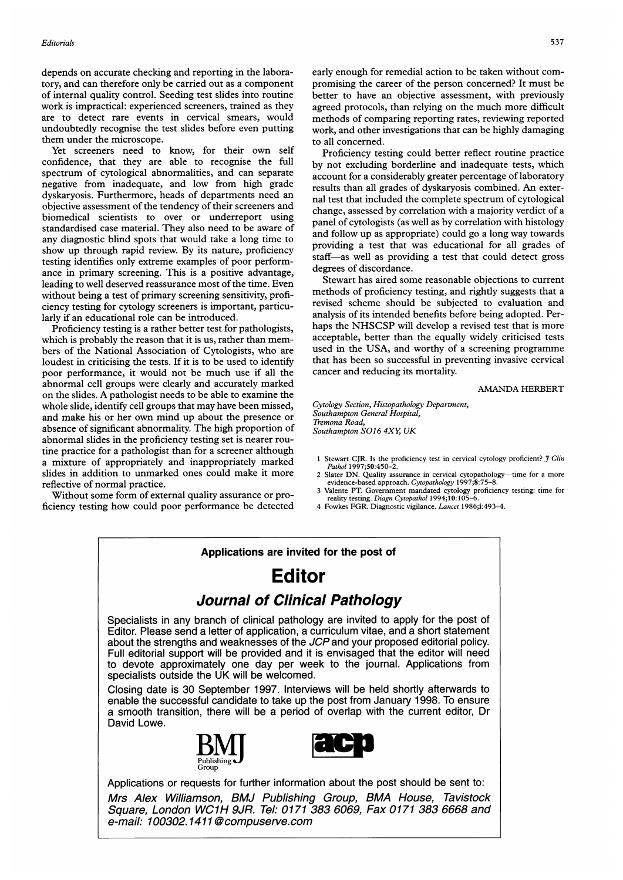depends on accurate checking and reporting in the laboratory, and can therefore only be carried out as a component of internal quality control. Seeding test slides into routine work is impractical: experienced screeners, trained as they are to detect rare events in cervical smears, would undoubtedly recognise the test slides before even putting them under the microscope.

Yet screeners need to know, for their own self confidence, that they are able to recognise the full spectrum of cytological abnormalities, and can separate negative from inadequate, and low from high grade dyskaryosis. Furthermore, heads of departments need an objective assessment of the tendency of their screeners and biomedical scientists to over or underreport using standardised case material. They also need to be aware of any diagnostic blind spots that would take a long time to show up through rapid review. By its nature, proficiency testing identifies only extreme examples of poor performance in primary screening. This is a positive advantage, leading to well deserved reassurance most of the time. Even without being a test of primary screening sensitivity, proficiency testing for cytology screeners is important, particularly if an educational role can be introduced.

Proficiency testing is a rather better test for pathologists, which is probably the reason that it is us, rather than members of the National Association of Cytologists, who are loudest in criticising the tests. If it is to be used to identify poor performance, it would not be much use if all the abnormal cell groups were clearly and accurately marked on the slides. A pathologist needs to be able to examine the whole slide, identify cell groups that may have been missed, and make his or her own mind up about the presence or absence of significant abnormality. The high proportion of abnormal slides in the proficiency testing set is nearer routine practice for a pathologist than for a screener although a mixture of appropriately and inappropriately marked slides in addition to unmarked ones could make it more reflective of normal practice.

Without some form of external quality assurance or proficiency testing how could poor performance be detected early enough for remedial action to be taken without compromising the career of the person concerned? It must be better to have an objective assessment, with previously agreed protocols, than relying on the much more difficult methods of comparing reporting rates, reviewing reported work, and other investigations that can be highly damaging to all concerned.

Proficiency testing could better reflect routine practice by not excluding borderline and inadequate tests, which account for a considerably greater percentage of laboratory results than all grades of dyskaryosis combined. An external test that included the complete spectrum of cytological change, assessed by correlation with a majority verdict of a panel of cytologists (as well as by correlation with histology and follow up as appropriate) could go a long way towards providing a test that was educational for all grades of staff—as well as providing a test that could detect gross degrees of discordance.

Stewart has aired some reasonable objections to current methods of proficiency testing, and rightly suggests that a revised scheme should be subjected to evaluation and analysis of its intended benefits before being adopted. Perhaps the NHSCSP will develop a revised test that is more acceptable, better than the equally widely criticised tests used in the USA, and worthy of a screening programme that has been so successful in preventing invasive cervical cancer and reducing its mortality.

AMANDA HERBERT

*Cytology Section, Histopathology Department,*
*Southampton General Hospital,*
*Tremona Road,*
*Southampton SO16 4XY, UK*

1 Stewart CJR. Is the proficiency test in cervical cytology proficient? *J Clin Pathol* 1997;**50**:450–2.
2 Slater DN. Quality assurance in cervical cytopathology—time for a more evidence-based approach. *Cytopathology* 1997;**8**:75–8.
3 Valente PT. Government mandated cytology proficiency testing: time for reality testing. *Diagn Cytopathol* 1994;**10**:105–6.
4 Fowkes FGR. Diagnostic vigilance. *Lancet* 1986;**i**:493–4.

---

**Applications are invited for the post of**

# Editor

## *Journal of Clinical Pathology*

Specialists in any branch of clinical pathology are invited to apply for the post of Editor. Please send a letter of application, a curriculum vitae, and a short statement about the strengths and weaknesses of the *JCP* and your proposed editorial policy. Full editorial support will be provided and it is envisaged that the editor will need to devote approximately one day per week to the journal. Applications from specialists outside the UK will be welcomed.

Closing date is 30 September 1997. Interviews will be held shortly afterwards to enable the successful candidate to take up the post from January 1998. To ensure a smooth transition, there will be a period of overlap with the current editor, Dr David Lowe.

BMJ Publishing Group    acp

Applications or requests for further information about the post should be sent to:

*Mrs Alex Williamson, BMJ Publishing Group, BMA House, Tavistock Square, London WC1H 9JR. Tel: 0171 383 6069, Fax 0171 383 6668 and e-mail: 100302.1411@compuserve.com*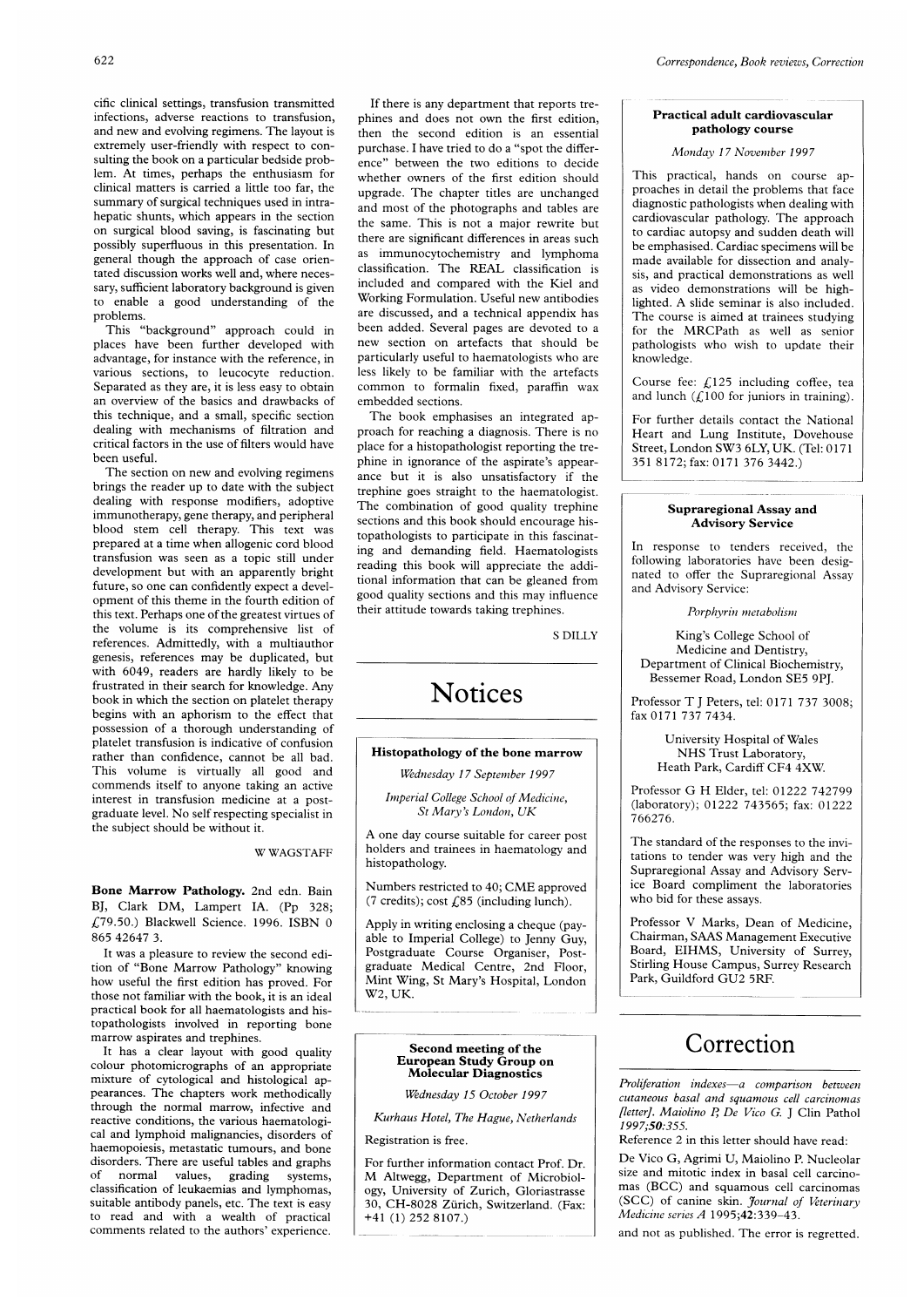cific clinical settings, transfusion transmitted infections, adverse reactions to transfusion, and new and evolving regimens. The layout is extremely user-friendly with respect to consulting the book on a particular bedside problem. At times, perhaps the enthusiasm for clinical matters is carried a little too far, the summary of surgical techniques used in intrahepatic shunts, which appears in the section on surgical blood saving, is fascinating but possibly superfluous in this presentation. In general though the approach of case orientated discussion works well and, where necessary, sufficient laboratory background is given to enable a good understanding of the problems.

This "background" approach could in places have been further developed with advantage, for instance with the reference, in various sections, to leucocyte reduction. Separated as they are, it is less easy to obtain an overview of the basics and drawbacks of this technique, and a small, specific section dealing with mechanisms of filtration and critical factors in the use of filters would have been useful.

The section on new and evolving regimens brings the reader up to date with the subject dealing with response modifiers, adoptive immunotherapy, gene therapy, and peripheral blood stem cell therapy. This text was prepared at a time when allogenic cord blood transfusion was seen as a topic still under development but with an apparently bright future, so one can confidently expect a development of this theme in the fourth edition of this text. Perhaps one of the greatest virtues of the volume is its comprehensive list of references. Admittedly, with a multiauthor genesis, references may be duplicated, but with 6049, readers are hardly likely to be frustrated in their search for knowledge. Any book in which the section on platelet therapy begins with an aphorism to the effect that possession of a thorough understanding of platelet transfusion is indicative of confusion rather than confidence, cannot be all bad. This volume is virtually all good and commends itself to anyone taking an active interest in transfusion medicine at a postgraduate level. No self respecting specialist in the subject should be without it.

W WAGSTAFF

**Bone Marrow Pathology.** 2nd edn. Bain BJ, Clark DM, Lampert IA. (Pp 328; £79.50.) Blackwell Science. 1996. ISBN 0 865 42647 3.

It was a pleasure to review the second edition of "Bone Marrow Pathology" knowing how useful the first edition has proved. For those not familiar with the book, it is an ideal practical book for all haematologists and histopathologists involved in reporting bone marrow aspirates and trephines.

It has a clear layout with good quality colour photomicrographs of an appropriate mixture of cytological and histological appearances. The chapters work methodically through the normal marrow, infective and reactive conditions, the various haematological and lymphoid malignancies, disorders of haemopoiesis, metastatic tumours, and bone disorders. There are useful tables and graphs of normal values, grading systems, classification of leukaemias and lymphomas, suitable antibody panels, etc. The text is easy to read and with a wealth of practical comments related to the authors' experience.

If there is any department that reports trephines and does not own the first edition, then the second edition is an essential purchase. I have tried to do a "spot the difference" between the two editions to decide whether owners of the first edition should upgrade. The chapter titles are unchanged and most of the photographs and tables are the same. This is not a major rewrite but there are significant differences in areas such as immunocytochemistry and lymphoma classification. The REAL classification is included and compared with the Kiel and Working Formulation. Useful new antibodies are discussed, and a technical appendix has been added. Several pages are devoted to a new section on artefacts that should be particularly useful to haematologists who are less likely to be familiar with the artefacts common to formalin fixed, paraffin wax embedded sections.

The book emphasises an integrated approach for reaching a diagnosis. There is no place for a histopathologist reporting the trephine in ignorance of the aspirate's appearance but it is also unsatisfactory if the trephine goes straight to the haematologist. The combination of good quality trephine sections and this book should encourage histopathologists to participate in this fascinating and demanding field. Haematologists reading this book will appreciate the additional information that can be gleaned from good quality sections and this may influence their attitude towards taking trephines.

S DILLY

# Notices

### Histopathology of the bone marrow

*Wednesday 17 September 1997*

*Imperial College School of Medicine, St Mary's London, UK*

A one day course suitable for career post holders and trainees in haematology and histopathology.

Numbers restricted to 40; CME approved (7 credits); cost £85 (including lunch).

Apply in writing enclosing a cheque (payable to Imperial College) to Jenny Guy, Postgraduate Course Organiser, Postgraduate Medical Centre, 2nd Floor, Mint Wing, St Mary's Hospital, London W2, UK.

### Second meeting of the European Study Group on Molecular Diagnostics

*Wednesday 15 October 1997*

*Kurhaus Hotel, The Hague, Netherlands*

Registration is free.

For further information contact Prof. Dr. M Altwegg, Department of Microbiology, University of Zurich, Gloriastrasse 30, CH-8028 Zürich, Switzerland. (Fax: +41 (1) 252 8107.)

### Practical adult cardiovascular pathology course

*Monday 17 November 1997*

This practical, hands on course approaches in detail the problems that face diagnostic pathologists when dealing with cardiovascular pathology. The approach to cardiac autopsy and sudden death will be emphasised. Cardiac specimens will be made available for dissection and analysis, and practical demonstrations as well as video demonstrations will be highlighted. A slide seminar is also included. The course is aimed at trainees studying for the MRCPath as well as senior pathologists who wish to update their knowledge.

Course fee: £125 including coffee, tea and lunch (£100 for juniors in training).

For further details contact the National Heart and Lung Institute, Dovehouse Street, London SW3 6LY, UK. (Tel: 0171 351 8172; fax: 0171 376 3442.)

### Supraregional Assay and Advisory Service

In response to tenders received, the following laboratories have been designated to offer the Supraregional Assay and Advisory Service:

*Porphyrin metabolism*

King's College School of Medicine and Dentistry, Department of Clinical Biochemistry, Bessemer Road, London SE5 9PJ.

Professor T J Peters, tel: 0171 737 3008; fax 0171 737 7434.

University Hospital of Wales NHS Trust Laboratory, Heath Park, Cardiff CF4 4XW.

Professor G H Elder, tel: 01222 742799 (laboratory); 01222 743565; fax: 01222 766276.

The standard of the responses to the invitations to tender was very high and the Supraregional Assay and Advisory Service Board compliment the laboratories who bid for these assays.

Professor V Marks, Dean of Medicine, Chairman, SAAS Management Executive Board, EIHMS, University of Surrey, Stirling House Campus, Surrey Research Park, Guildford GU2 5RF.

# Correction

*Proliferation indexes—a comparison between cutaneous basal and squamous cell carcinomas [letter]. Maiolino P, De Vico G.* J Clin Pathol *1997;50:355.*

Reference 2 in this letter should have read:

De Vico G, Agrimi U, Maiolino P. Nucleolar size and mitotic index in basal cell carcinomas (BCC) and squamous cell carcinomas (SCC) of canine skin. *Journal of Veterinary Medicine series A* 1995;**42**:339–43.

and not as published. The error is regretted.